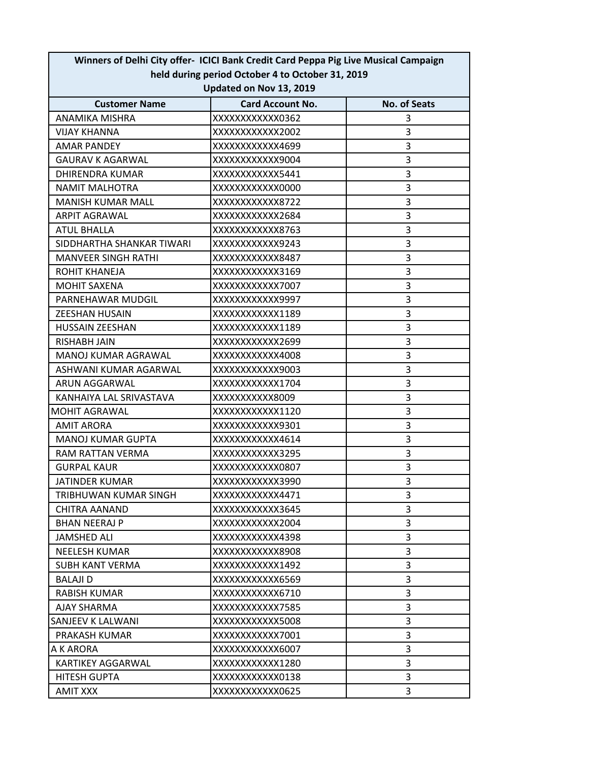| Winners of Delhi City offer- ICICI Bank Credit Card Peppa Pig Live Musical Campaign held during period October 4 to October 31, 2019 Updated on Nov 13, 2019 | | |
|---|---|---|
| **Customer Name** | **Card Account No.** | **No. of Seats** |
| ANAMIKA MISHRA | XXXXXXXXXXXX0362 | 3 |
| VIJAY KHANNA | XXXXXXXXXXXX2002 | 3 |
| AMAR PANDEY | XXXXXXXXXXXX4699 | 3 |
| GAURAV K AGARWAL | XXXXXXXXXXXX9004 | 3 |
| DHIRENDRA KUMAR | XXXXXXXXXXXX5441 | 3 |
| NAMIT MALHOTRA | XXXXXXXXXXXX0000 | 3 |
| MANISH KUMAR MALL | XXXXXXXXXXXX8722 | 3 |
| ARPIT AGRAWAL | XXXXXXXXXXXX2684 | 3 |
| ATUL BHALLA | XXXXXXXXXXXX8763 | 3 |
| SIDDHARTHA SHANKAR TIWARI | XXXXXXXXXXXX9243 | 3 |
| MANVEER SINGH RATHI | XXXXXXXXXXXX8487 | 3 |
| ROHIT KHANEJA | XXXXXXXXXXXX3169 | 3 |
| MOHIT SAXENA | XXXXXXXXXXXX7007 | 3 |
| PARNEHAWAR MUDGIL | XXXXXXXXXXXX9997 | 3 |
| ZEESHAN HUSAIN | XXXXXXXXXXXX1189 | 3 |
| HUSSAIN ZEESHAN | XXXXXXXXXXXX1189 | 3 |
| RISHABH JAIN | XXXXXXXXXXXX2699 | 3 |
| MANOJ KUMAR AGRAWAL | XXXXXXXXXXXX4008 | 3 |
| ASHWANI KUMAR AGARWAL | XXXXXXXXXXXX9003 | 3 |
| ARUN AGGARWAL | XXXXXXXXXXXX1704 | 3 |
| KANHAIYA LAL SRIVASTAVA | XXXXXXXXXXX8009 | 3 |
| MOHIT AGRAWAL | XXXXXXXXXXXX1120 | 3 |
| AMIT ARORA | XXXXXXXXXXXX9301 | 3 |
| MANOJ KUMAR GUPTA | XXXXXXXXXXXX4614 | 3 |
| RAM RATTAN VERMA | XXXXXXXXXXXX3295 | 3 |
| GURPAL KAUR | XXXXXXXXXXXX0807 | 3 |
| JATINDER KUMAR | XXXXXXXXXXXX3990 | 3 |
| TRIBHUWAN KUMAR SINGH | XXXXXXXXXXXX4471 | 3 |
| CHITRA AANAND | XXXXXXXXXXXX3645 | 3 |
| BHAN NEERAJ P | XXXXXXXXXXXX2004 | 3 |
| JAMSHED ALI | XXXXXXXXXXXX4398 | 3 |
| NEELESH KUMAR | XXXXXXXXXXXX8908 | 3 |
| SUBH KANT VERMA | XXXXXXXXXXXX1492 | 3 |
| BALAJI D | XXXXXXXXXXXX6569 | 3 |
| RABISH KUMAR | XXXXXXXXXXXX6710 | 3 |
| AJAY SHARMA | XXXXXXXXXXXX7585 | 3 |
| SANJEEV K LALWANI | XXXXXXXXXXXX5008 | 3 |
| PRAKASH KUMAR | XXXXXXXXXXXX7001 | 3 |
| A K ARORA | XXXXXXXXXXXX6007 | 3 |
| KARTIKEY AGGARWAL | XXXXXXXXXXXX1280 | 3 |
| HITESH GUPTA | XXXXXXXXXXXX0138 | 3 |
| AMIT XXX | XXXXXXXXXXXX0625 | 3 |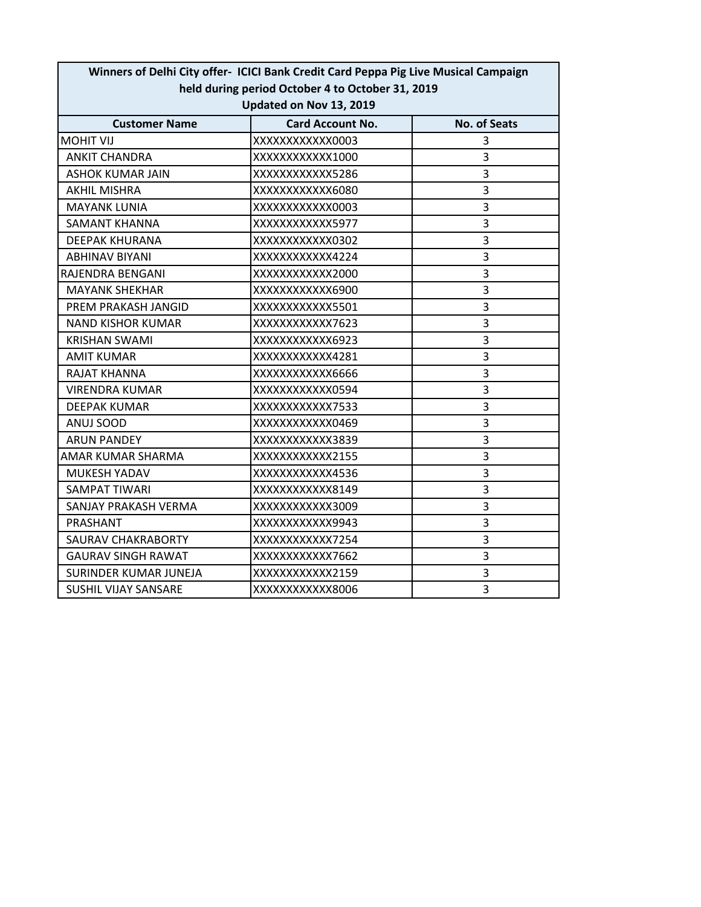| Winners of Delhi City offer- ICICI Bank Credit Card Peppa Pig Live Musical Campaign held during period October 4 to October 31, 2019 Updated on Nov 13, 2019 | | |
|---|---|---|
| **Customer Name** | **Card Account No.** | **No. of Seats** |
| MOHIT VIJ | XXXXXXXXXXXX0003 | 3 |
| ANKIT CHANDRA | XXXXXXXXXXXX1000 | 3 |
| ASHOK KUMAR JAIN | XXXXXXXXXXXX5286 | 3 |
| AKHIL MISHRA | XXXXXXXXXXXX6080 | 3 |
| MAYANK LUNIA | XXXXXXXXXXXX0003 | 3 |
| SAMANT KHANNA | XXXXXXXXXXXX5977 | 3 |
| DEEPAK KHURANA | XXXXXXXXXXXX0302 | 3 |
| ABHINAV BIYANI | XXXXXXXXXXXX4224 | 3 |
| RAJENDRA BENGANI | XXXXXXXXXXXX2000 | 3 |
| MAYANK SHEKHAR | XXXXXXXXXXXX6900 | 3 |
| PREM PRAKASH JANGID | XXXXXXXXXXXX5501 | 3 |
| NAND KISHOR KUMAR | XXXXXXXXXXXX7623 | 3 |
| KRISHAN SWAMI | XXXXXXXXXXXX6923 | 3 |
| AMIT KUMAR | XXXXXXXXXXXX4281 | 3 |
| RAJAT KHANNA | XXXXXXXXXXXX6666 | 3 |
| VIRENDRA KUMAR | XXXXXXXXXXXX0594 | 3 |
| DEEPAK KUMAR | XXXXXXXXXXXX7533 | 3 |
| ANUJ SOOD | XXXXXXXXXXXX0469 | 3 |
| ARUN PANDEY | XXXXXXXXXXXX3839 | 3 |
| AMAR KUMAR SHARMA | XXXXXXXXXXXX2155 | 3 |
| MUKESH YADAV | XXXXXXXXXXXX4536 | 3 |
| SAMPAT TIWARI | XXXXXXXXXXXX8149 | 3 |
| SANJAY PRAKASH VERMA | XXXXXXXXXXXX3009 | 3 |
| PRASHANT | XXXXXXXXXXXX9943 | 3 |
| SAURAV CHAKRABORTY | XXXXXXXXXXXX7254 | 3 |
| GAURAV SINGH RAWAT | XXXXXXXXXXXX7662 | 3 |
| SURINDER KUMAR JUNEJA | XXXXXXXXXXXX2159 | 3 |
| SUSHIL VIJAY SANSARE | XXXXXXXXXXXX8006 | 3 |